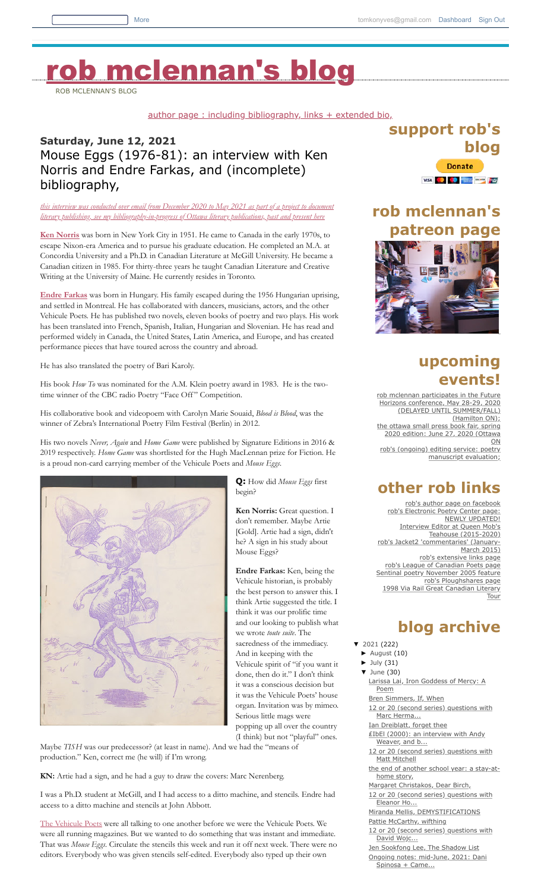# rob mclennan's blog

ROB MCLENNAN'S BLOG

author page : including bibliography, links + extended bio,

**Saturday, June 12, 2021**

## Mouse Eggs (1976-81): an interview with Ken Norris and Endre Farkas, and (incomplete) bibliography,

*this interview was conducted over email from December 2020 to May 2021 as part of a project to document literary publishing, see my bibliography-in-progress of Ottawa literary publications, past and present here*

**Ken Norris** was born in New York City in 1951. He came to Canada in the early 1970s, to escape Nixon-era America and to pursue his graduate education. He completed an M.A. at Concordia University and a Ph.D. in Canadian Literature at McGill University. He became a Canadian citizen in 1985. For thirty-three years he taught Canadian Literature and Creative Writing at the University of Maine. He currently resides in Toronto.

**Endre Farkas** was born in Hungary. His family escaped during the 1956 Hungarian uprising, and settled in Montreal. He has collaborated with dancers, musicians, actors, and the other Vehicule Poets. He has published two novels, eleven books of poetry and two plays. His work has been translated into French, Spanish, Italian, Hungarian and Slovenian. He has read and performed widely in Canada, the United States, Latin America, and Europe, and has created performance pieces that have toured across the country and abroad.

He has also translated the poetry of Bari Karoly.

His book *How To* was nominated for the A.M. Klein poetry award in 1983. He is the two-time winner of the CBC radio Poetry "Face Off" Competition.

His collaborative book and videopoem with Carolyn Marie Souaid, *Blood is Blood*, was the winner of Zebra's International Poetry Film Festival (Berlin) in 2012.

His two novels *Never, Again* and *Home Game* were published by Signature Editions in 2016 & 2019 respectively. *Home Game* was shortlisted for the Hugh MacLennan prize for Fiction. He is a proud non-card carrying member of the Vehicule Poets and *Mouse Eggs*.

**Q:** How did *Mouse Eggs* first begin?

**Ken Norris:** Great question. I don't remember. Maybe Artie [Gold]. Artie had a sign, didn't he? A sign in his study about Mouse Eggs?

**Endre Farkas:** Ken, being the Vehicule historian, is probably the best person to answer this. I think Artie suggested the title. I think it was our prolific time and our looking to publish what we wrote *toute suite*. The sacredness of the immediacy. And in keeping with the Vehicule spirit of "if you want it done, then do it." I don't think it was a conscious decision but it was the Vehicule Poets' house organ. Invitation was by mimeo. Serious little mags were popping up all over the country (I think) but not "playful" ones. Maybe *TISH* was our predecessor? (at least in name). And we had the "means of production." Ken, correct me (he will) if I'm wrong.

**KN:** Artie had a sign, and he had a guy to draw the covers: Marc Nerenberg.

I was a Ph.D. student at McGill, and I had access to a ditto machine, and stencils. Endre had access to a ditto machine and stencils at John Abbott.

The Vehicule Poets were all talking to one another before we were the Vehicule Poets. We were all running magazines. But we wanted to do something that was instant and immediate. That was *Mouse Eggs*. Circulate the stencils this week and run it off next week. There were no editors. Everybody who was given stencils self-edited. Everybody also typed up their own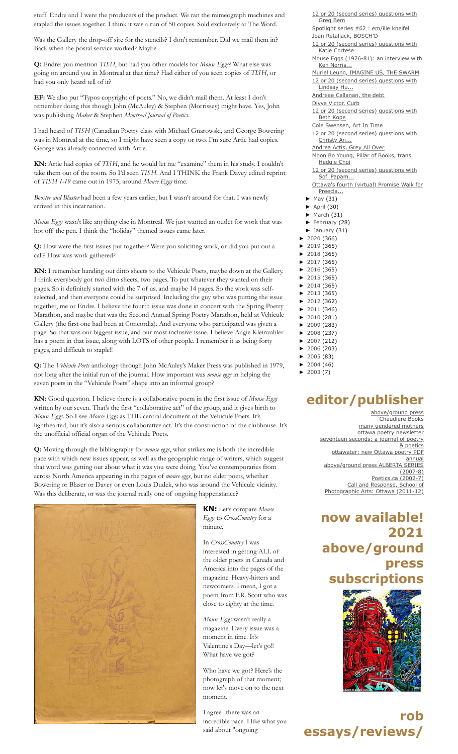stuff. Endre and I were the producers of the product. We ran the mimeograph machines and stapled the issues together. I think it was a run of 50 copies. Sold exclusively at The Word.

Was the Gallery the drop-off site for the stencils? I don't remember. Did we mail them in? Back when the postal service worked? Maybe.

**Q:** Endre: you mention *TISH*, but had you other models for *Mouse Eggs*? What else was going on around you in Montreal at that time? Had either of you seen copies of *TISH*, or had you only heard tell of it?

**EF:** We also put "Typos copyright of poets." No, we didn't mail them. At least I don't remember doing this though John (McAuley) & Stephen (Morrissey) might have. Yes, John was publishing *Maker* & Stephen *Montreal Journal of Poetics*.

I had heard of *TISH* (Canadian Poetry class with Michael Gnarowski, and George Bowering was in Montreal at the time, so I might have seen a copy or two. I'm sure Artie had copies. George was already connected with Artie.

**KN:** Artie had copies of *TISH*, and he would let me "examine" them in his study. I couldn't take them out of the room. So I'd seen *TISH*. And I THINK the Frank Davey edited reprint of *TISH 1-19* came out in 1975, around *Mouse Eggs* time.

*Booster and Blaster* had been a few years earlier, but I wasn't around for that. I was newly arrived in this incarnation.

*Mouse Eggs* wasn't like anything else in Montreal. We just wanted an outlet for work that was hot off the pen. I think the "holiday" themed issues came later.

**Q:** How were the first issues put together? Were you soliciting work, or did you put out a call? How was work gathered?

**KN:** I remember handing out ditto sheets to the Vehicule Poets, maybe down at the Gallery. I think everybody got two ditto sheets, two pages. To put whatever they wanted on their pages. So it definitely started with the 7 of us, and maybe 14 pages. So the work was self-selected, and then everyone could be surprised. Including the guy who was putting the issue together, me or Endre. I believe the fourth issue was done in concert with the Spring Poetry Marathon, and maybe that was the Second Annual Spring Poetry Marathon, held at Vehicule Gallery (the first one had been at Concordia). And everyone who participated was given a page. So that was our biggest issue, and our most inclusive issue. I believe Augie Kleinzahler has a poem in that issue, along with LOTS of other people. I remember it as being forty pages, and difficult to staple!!

**Q:** The *Vehicule Poets* anthology through John McAuley's Maker Press was published in 1979, not long after the initial run of the journal. How important was *mouse eggs* in helping the seven poets in the "Vehicule Poets" shape into an informal group?

**KN:** Good question. I believe there is a collaborative poem in the first issue of *Mouse Eggs* written by our seven. That's the first "collaborative act" of the group, and it gives birth to *Mouse Eggs*. So I see *Mouse Eggs* as THE central document of the Vehicule Poets. It's lighthearted, but it's also a serious collaborative act. It's the construction of the clubhouse. It's the unofficial official organ of the Vehicule Poets.

**Q:** Moving through the bibliography for *mouse eggs*, what strikes me is both the incredible pace with which new issues appear, as well as the geographic range of writers, which suggest that word was getting out about what it was you were doing. You've contemporaries from across North America appearing in the pages of *mouse eggs*, but no elder poets, whether Bowering or Blaser or Davey or even Louis Dudek, who was around the Vehicule vicinity. Was this deliberate, or was the journal really one of ongoing happenstance?

**KN:** Let's compare *Mouse Eggs* to *CrossCountry* for a minute.

In *CrossCountry* I was interested in getting ALL of the older poets in Canada and America into the pages of the magazine. Heavy-hitters and newcomers. I mean, I got a poem from F.R. Scott who was close to eighty at the time.

*Mouse Eggs* wasn't really a magazine. Every issue was a moment in time. It's Valentine's Day—let's go!! What have we got?

Who have we got? Here's the photograph of that moment; now let's move on to the next moment.

I agree--there was an incredible pace. I like what you said about "ongoing

- 12 or 20 (second series) questions with Greg Bem
- Spotlight series #62 : em/ilie kneifel
- Joan Retallack, BOSCH'D
- 12 or 20 (second series) questions with Katie Cortese
- Mouse Eggs (1976-81): an interview with Ken Norris...
- Muriel Leung, IMAGINE US, THE SWARM
- 12 or 20 (second series) questions with Lindsay Hu...
- Andreae Callanan, the debt
- Divya Victor, Curb
- 12 or 20 (second series) questions with Beth Kope
- Cole Swensen, Art In Time
- 12 or 20 (second series) questions with Christy An...
- Andrea Actis, Grey All Over
- Moon Bo Young, Pillar of Books, trans. Hedgie Choi
- 12 or 20 (second series) questions with Sofi Papam...
- Ottawa's fourth (virtual) Promise Walk for Preecla...
- ► May (31)
- ► April (30)
- ► March (31)
- ► February (28)
- ► January (31)
- ► 2020 (366)
- ► 2019 (365)
- ► 2018 (365)
- ► 2017 (365)
- ► 2016 (365)
- ► 2015 (365)
- ► 2014 (365)
- ► 2013 (365)
- ► 2012 (362)
- ► 2011 (346)
- ► 2010 (281)
- ► 2009 (283)
- ► 2008 (237)
- ► 2007 (212)
- ► 2006 (203)
- ► 2005 (83)
- ► 2004 (46)
- ► 2003 (7)

## editor/publisher

above/ground press
Chaudiere Books
many gendered mothers
ottawa poetry newsletter
seventeen seconds: a journal of poetry & poetics
ottawater: new Ottawa poetry PDF annual
above/ground press ALBERTA SERIES (2007-8)
Poetics.ca (2002-7)
Call and Response, School of Photographic Arts: Ottawa (2011-12)

## now available! 2021 above/ground press subscriptions

## rob essays/reviews/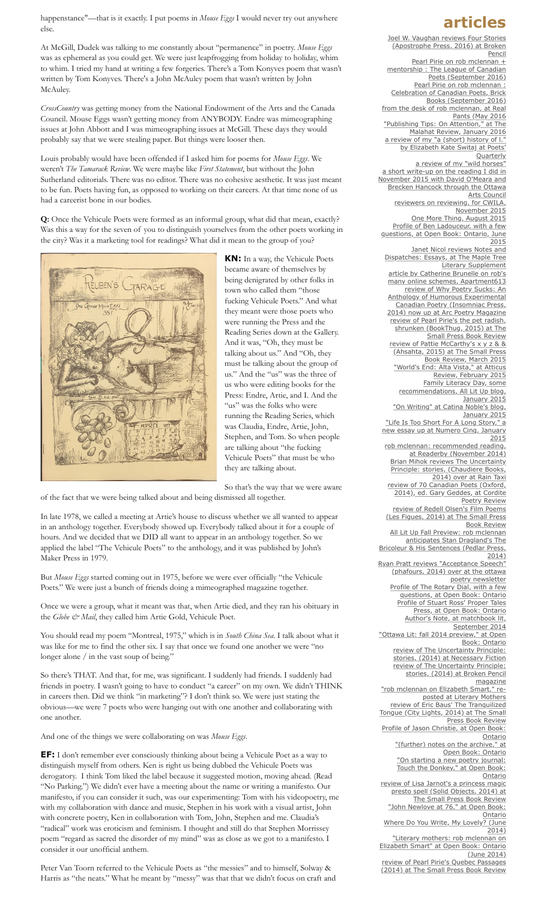happenstance"—that is it exactly. I put poems in *Mouse Eggs* I would never try out anywhere else.

At McGill, Dudek was talking to me constantly about "permanence" in poetry. *Mouse Eggs* was as ephemeral as you could get. We were just leapfrogging from holiday to holiday, whim to whim. I tried my hand at writing a few forgeries. There's a Tom Konyves poem that wasn't written by Tom Konyves. There's a John McAuley poem that wasn't written by John McAuley.

*CrossCountry* was getting money from the National Endowment of the Arts and the Canada Council. Mouse Eggs wasn't getting money from ANYBODY. Endre was mimeographing issues at John Abbott and I was mimeographing issues at McGill. These days they would probably say that we were stealing paper. But things were looser then.

Louis probably would have been offended if I asked him for poems for *Mouse Eggs*. We weren't *The Tamarack Review*. We were maybe like *First Statement*, but without the John Sutherland editorials. There was no editor. There was no cohesive aesthetic. It was just meant to be fun. Poets having fun, as opposed to working on their careers. At that time none of us had a careerist bone in our bodies.

**Q:** Once the Vehicule Poets were formed as an informal group, what did that mean, exactly? Was this a way for the seven of you to distinguish yourselves from the other poets working in the city? Was it a marketing tool for readings? What did it mean to the group of you?

**KN:** In a way, the Vehicule Poets became aware of themselves by being denigrated by other folks in town who called them "those fucking Vehicule Poets." And what they meant were those poets who were running the Press and the Reading Series down at the Gallery. And it was, "Oh, they must be talking about us." And "Oh, they must be talking about the group of us." And the "us" was the three of us who were editing books for the Press: Endre, Artie, and I. And the "us" was the folks who were running the Reading Series, which was Claudia, Endre, Artie, John, Stephen, and Tom. So when people are talking about "the fucking Vehicule Poets" that must be who they are talking about.

So that's the way that we were aware of the fact that we were being talked about and being dismissed all together.

In late 1978, we called a meeting at Artie's house to discuss whether we all wanted to appear in an anthology together. Everybody showed up. Everybody talked about it for a couple of hours. And we decided that we DID all want to appear in an anthology together. So we applied the label "The Vehicule Poets" to the anthology, and it was published by John's Maker Press in 1979.

But *Mouse Eggs* started coming out in 1975, before we were ever officially "the Vehicule Poets." We were just a bunch of friends doing a mimeographed magazine together.

Once we were a group, what it meant was that, when Artie died, and they ran his obituary in the *Globe & Mail*, they called him Artie Gold, Vehicule Poet.

You should read my poem "Montreal, 1975," which is in *South China Sea*. I talk about what it was like for me to find the other six. I say that once we found one another we were "no longer alone / in the vast soup of being."

So there's THAT. And that, for me, was significant. I suddenly had friends. I suddenly had friends in poetry. I wasn't going to have to conduct "a career" on my own. We didn't THINK in careers then. Did we think "in marketing"? I don't think so. We were just stating the obvious—we were 7 poets who were hanging out with one another and collaborating with one another.

And one of the things we were collaborating on was *Mouse Eggs*.

**EF:** I don't remember ever consciously thinking about being a Vehicule Poet as a way to distinguish myself from others. Ken is right us being dubbed the Vehicule Poets was derogatory. I think Tom liked the label because it suggested motion, moving ahead. (Read "No Parking.") We didn't ever have a meeting about the name or writing a manifesto. Our manifesto, if you can consider it such, was our experimenting: Tom with his videopoetry, me with my collaboration with dance and music, Stephen in his work with a visual artist, John with concrete poetry, Ken in collaboration with Tom, John, Stephen and me. Claudia's "radical" work was eroticism and feminism. I thought and still do that Stephen Morrissey poem "regard as sacred the disorder of my mind" was as close as we got to a manifesto. I consider it our unofficial anthem.

Peter Van Toorn referred to the Vehicule Poets as "the messies" and to himself, Solway & Harris as "the neats." What he meant by "messy" was that that we didn't focus on craft and

## articles

- Joel W. Vaughan reviews Four Stories (Apostrophe Press, 2016) at Broken Pencil
- Pearl Pirie on rob mclennan + mentorship : The League of Canadian Poets (September 2016)
- Pearl Pirie on rob mclennan : Celebration of Canadian Poets, Brick Books (September 2016)
- from the desk of rob mclennan, at Real Pants (May 2016
- "Publishing Tips: On Attention," at The Malahat Review, January 2016
- a review of my "a (short) history of l." by Elizabeth Kate Switaj at Poets' Quarterly
- a review of my "wild horses"
- a short write-up on the reading I did in November 2015 with David O'Meara and Brecken Hancock through the Ottawa Arts Council
- reviewers on reviewing, for CWILA, November 2015
- One More Thing, August 2015
- Profile of Ben Ladouceur, with a few questions, at Open Book: Ontario, June 2015
- Janet Nicol reviews Notes and Dispatches: Essays, at The Maple Tree Literary Supplement
- article by Catherine Brunelle on rob's many online schemes, Apartment613
- review of Why Poetry Sucks: An Anthology of Humorous Experimental Canadian Poetry (Insomniac Press, 2014) now up at Arc Poetry Magazine
- review of Pearl Pirie's the pet radish, shrunken (BookThug, 2015) at the Small Press Book Review
- review of Pattie McCarthy's x y z & & (Ahsahta, 2015) at The Small Press Book Review, March 2015
- "World's End: Alta Vista," at Atticus Review, February 2015
- Family Literacy Day, some recommendations, All Lit Up blog, January 2015
- "On Writing" at Catina Noble's blog, January 2015
- "Life Is Too Short For A Long Story," a new essay up at Numero Cinq, January 2015
- rob mclennan: recommended reading, at Readerby (November 2014)
- Brian Mihok reviews The Uncertainty Principle: stories, (Chaudiere Books, 2014) over at Rain Taxi
- review of 70 Canadian Poets (Oxford, 2014), ed. Gary Geddes, at Cordite Poetry Review
- review of Redell Olsen's Film Poems (Les Figues, 2014) at The Small Press Book Review
- All Lit Up Fall Preview: rob mclennan anticipates Stan Dragland's The Bricoleur & His Sentences (Pedlar Press, 2014)
- Ryan Pratt reviews "Acceptance Speech" (phafours, 2014) over at the ottawa poetry newsletter
- Profile of The Rotary Dial, with a few questions, at Open Book: Ontario
- Profile of Stuart Ross' Proper Tales Press, at Open Book: Ontario
- Author's Note, at matchbook lit, September 2014
- "Ottawa Lit: fall 2014 preview," at Open Book: Ontario
- review of The Uncertainty Principle: stories, (2014) at Necessary Fiction
- review of The Uncertainty Principle; stories, (2014) at Broken Pencil magazine
- "rob mclennan on Elizabeth Smart," re-posted at Literary Mothers
- review of Eric Baus' The Tranquilized Tongue (City Lights, 2014) at The Small Press Book Review
- Profile of Jason Christie, at Open Book: Ontario
- "(further) notes on the archive," at Open Book: Ontario
- "On starting a new poetry journal: Touch the Donkey," at Open Book: Ontario
- review of Lisa Jarnot's a princess magic presto spell (Solid Objects, 2014) at The Small Press Book Review
- "John Newlove at 76," at Open Book: Ontario
- Where Do You Write, My Lovely? (June 2014)
- "Literary mothers: rob mclennan on Elizabeth Smart" at Open Book: Ontario (June 2014)
- review of Pearl Pirie's Quebec Passages (2014) at The Small Press Book Review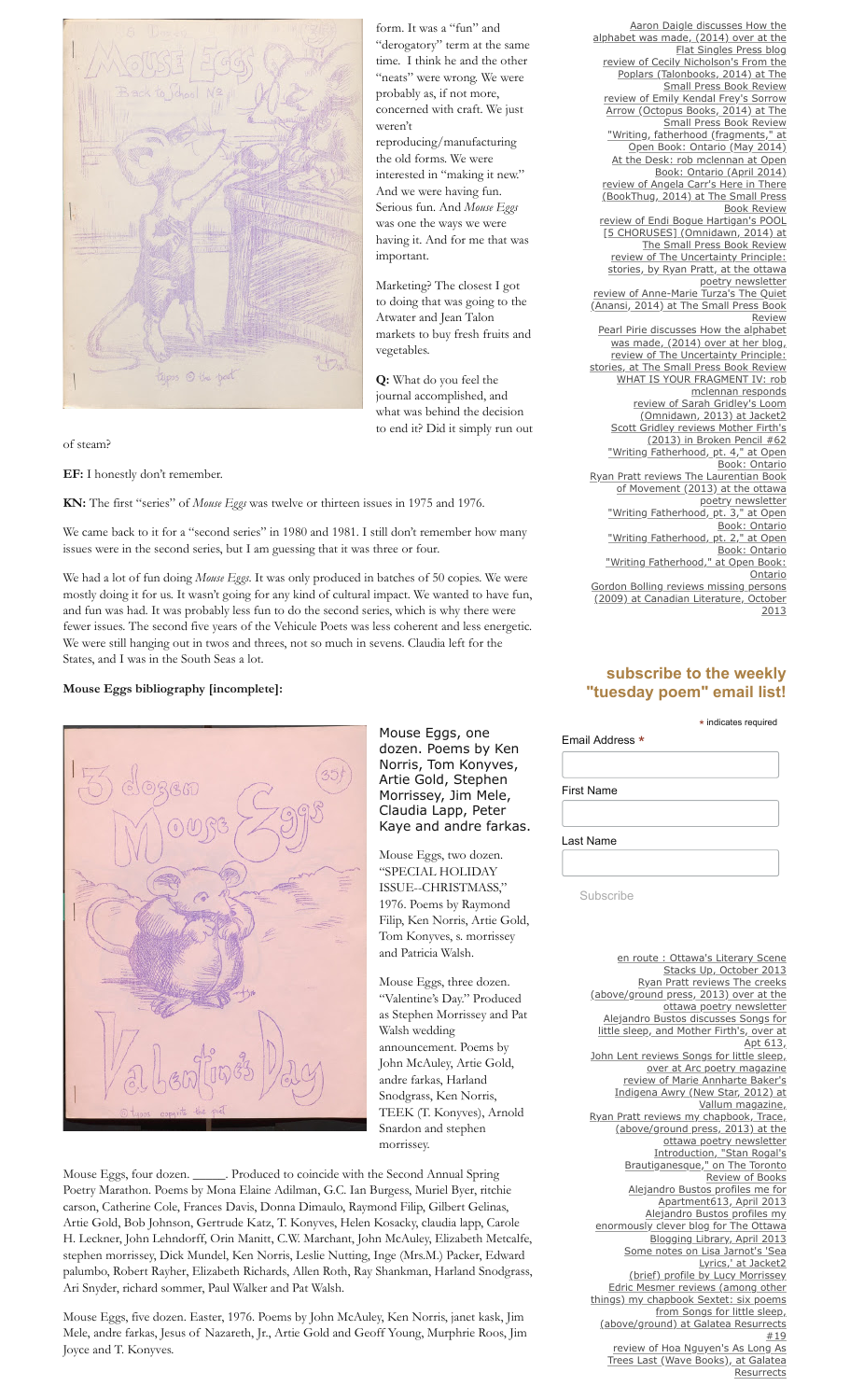form. It was a "fun" and "derogatory" term at the same time. I think he and the other "neats" were wrong. We were probably as, if not more, concerned with craft. We just weren't reproducing/manufacturing the old forms. We were interested in "making it new." And we were having fun. Serious fun. And *Mouse Eggs* was one the ways we were having it. And for me that was important.

Marketing? The closest I got to doing that was going to the Atwater and Jean Talon markets to buy fresh fruits and vegetables.

**Q:** What do you feel the journal accomplished, and what was behind the decision to end it? Did it simply run out of steam?

**EF:** I honestly don't remember.

**KN:** The first "series" of *Mouse Eggs* was twelve or thirteen issues in 1975 and 1976.

We came back to it for a "second series" in 1980 and 1981. I still don't remember how many issues were in the second series, but I am guessing that it was three or four.

We had a lot of fun doing *Mouse Eggs*. It was only produced in batches of 50 copies. We were mostly doing it for us. It wasn't going for any kind of cultural impact. We wanted to have fun, and fun was had. It was probably less fun to do the second series, which is why there were fewer issues. The second five years of the Vehicule Poets was less coherent and less energetic. We were still hanging out in twos and threes, not so much in sevens. Claudia left for the States, and I was in the South Seas a lot.

**Mouse Eggs bibliography [incomplete]:**

Mouse Eggs, one dozen. Poems by Ken Norris, Tom Konyves, Artie Gold, Stephen Morrissey, Jim Mele, Claudia Lapp, Peter Kaye and andre farkas.

Mouse Eggs, two dozen. "SPECIAL HOLIDAY ISSUE--CHRISTMASS," 1976. Poems by Raymond Filip, Ken Norris, Artie Gold, Tom Konyves, s. morrissey and Patricia Walsh.

Mouse Eggs, three dozen. "Valentine's Day." Produced as Stephen Morrissey and Pat Walsh wedding announcement. Poems by John McAuley, Artie Gold, andre farkas, Harland Snodgrass, Ken Norris, TEEK (T. Konyves), Arnold Snardon and stephen morrissey.

Mouse Eggs, four dozen. _____. Produced to coincide with the Second Annual Spring Poetry Marathon. Poems by Mona Elaine Adilman, G.C. Ian Burgess, Muriel Byer, ritchie carson, Catherine Cole, Frances Davis, Donna Dimaulo, Raymond Filip, Gilbert Gelinas, Artie Gold, Bob Johnson, Gertrude Katz, T. Konyves, Helen Kosacky, claudia lapp, Carole H. Leckner, John Lehndorff, Orin Manitt, C.W. Marchant, John McAuley, Elizabeth Metcalfe, stephen morrissey, Dick Mundel, Ken Norris, Leslie Nutting, Inge (Mrs.M.) Packer, Edward palumbo, Robert Rayher, Elizabeth Richards, Allen Roth, Ray Shankman, Harland Snodgrass, Ari Snyder, richard sommer, Paul Walker and Pat Walsh.

Mouse Eggs, five dozen. Easter, 1976. Poems by John McAuley, Ken Norris, janet kask, Jim Mele, andre farkas, Jesus of Nazareth, Jr., Artie Gold and Geoff Young, Murphrie Roos, Jim Joyce and T. Konyves.

Aaron Daigle discusses How the alphabet was made, (2014) over at the Flat Singles Press blog
review of Cecily Nicholson's From the Poplars (Talonbooks, 2014) at The Small Press Book Review
review of Emily Kendal Frey's Sorrow Arrow (Octopus Books, 2014) at The Small Press Book Review
"Writing, fatherhood (fragments," at Open Book: Ontario (May 2014)
At the Desk: rob mclennan at Open Book: Ontario (April 2014)
review of Angela Carr's Here in There (BookThug, 2014) at The Small Press Book Review
review of Endi Bogue Hartigan's POOL [5 CHORUSES] (Omnidawn, 2014) at The Small Press Book Review
review of The Uncertainty Principle: stories, by Ryan Pratt, at the ottawa poetry newsletter
review of Anne-Marie Turza's The Quiet (Anansi, 2014) at The Small Press Book Review
Pearl Pirie discusses How the alphabet was made, (2014) over at her blog,
review of The Uncertainty Principle: stories, at The Small Press Book Review
WHAT IS YOUR FRAGMENT IV: rob mclennan responds
review of Sarah Gridley's Loom (Omnidawn, 2013) at Jacket2
Scott Gridley reviews Mother Firth's (2013) in Broken Pencil #62
"Writing Fatherhood, pt. 4," at Open Book: Ontario
Ryan Pratt reviews The Laurentian Book of Movement (2013) at the ottawa poetry newsletter
"Writing Fatherhood, pt. 3," at Open Book: Ontario
"Writing Fatherhood, pt. 2," at Open Book: Ontario
"Writing Fatherhood," at Open Book: Ontario
Gordon Bolling reviews missing persons (2009) at Canadian Literature, October 2013

## subscribe to the weekly "tuesday poem" email list!

* indicates required

Email Address *

First Name

Last Name

Subscribe

en route : Ottawa's Literary Scene Stacks Up, October 2013
Ryan Pratt reviews The creeks (above/ground press, 2013) over at the ottawa poetry newsletter
Alejandro Bustos discusses Songs for little sleep, and Mother Firth's, over at Apt 613,
John Lent reviews Songs for little sleep, over at Arc poetry magazine
review of Marie Annharte Baker's Indigena Awry (New Star, 2012) at Vallum magazine,
Ryan Pratt reviews my chapbook, Trace, (above/ground press, 2013) at the ottawa poetry newsletter
Introduction, "Stan Rogal's Brautiganesque," on The Toronto Review of Books
Alejandro Bustos profiles me for Apartment613, April 2013
Alejandro Bustos profiles my enormously clever blog for The Ottawa Blogging Library, April 2013
Some notes on Lisa Jarnot's 'Sea Lyrics,' at Jacket2
(brief) profile by Lucy Morrissey
Edric Mesmer reviews (among other things) my chapbook Sextet: six poems from Songs for little sleep, (above/ground) at Galatea Resurrects #19
review of Hoa Nguyen's As Long As Trees Last (Wave Books), at Galatea Resurrects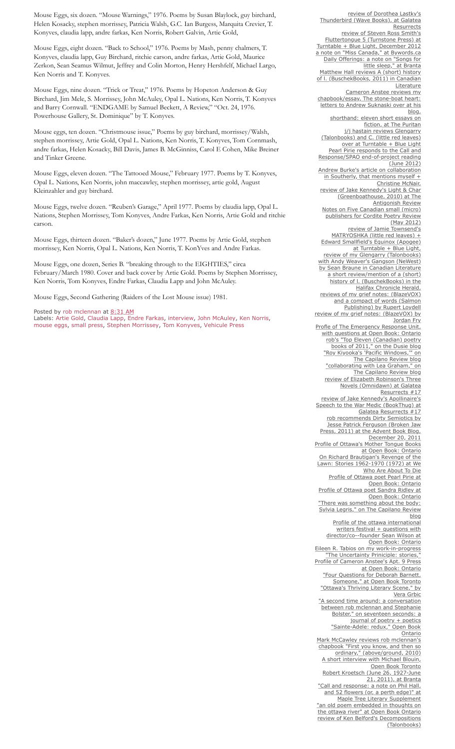Mouse Eggs, six dozen. "Mouse Warnings," 1976. Poems by Susan Blaylock, guy birchard, Helen Kosacky, stephen morrissey, Patricia Walsh, G.C. Ian Burgess, Marquita Crevier, T. Konyves, claudia lapp, andre farkas, Ken Norris, Robert Galvin, Artie Gold,

Mouse Eggs, eight dozen. "Back to School," 1976. Poems by Mash, penny chalmers, T. Konyves, claudia lapp, Guy Birchard, ritchie carson, andre farkas, Artie Gold, Maurice Zerkon, Sean Seamus Wilmut, Jeffrey and Colin Morton, Henry Hershfelf, Michael Largo, Ken Norris and T. Konyves.

Mouse Eggs, nine dozen. "Trick or Treat," 1976. Poems by Hopeton Anderson & Guy Birchard, Jim Mele, S. Morrissey, John McAuley, Opal L. Nations, Ken Norris, T. Konyves and Barry Cornwall. "ENDGAME by Samuel Beckett, A Review," "Oct. 24, 1976. Powerhouse Gallery, St. Dominique" by T. Konyves.

Mouse eggs, ten dozen. "Christmouse issue," Poems by guy birchard, morrissey/Walsh, stephen morrissey, Artie Gold, Opal L. Nations, Ken Norris, T. Konyves, Tom Cornmash, andre farkas, Helen Kosacky, Bill Davis, James B. McGinniss, Carol E Cohen, Mike Breiner and Tinker Greene.

Mouse Eggs, eleven dozen. "The Tattooed Mouse," February 1977. Poems by T. Konyves, Opal L. Nations, Ken Norris, john maccawley, stephen morrissey, artie gold, August Kleinzahler and guy birchard.

Mouse Eggs, twelve dozen. "Reuben's Garage," April 1977. Poems by claudia lapp, Opal L. Nations, Stephen Morrissey, Tom Konyves, Andre Farkas, Ken Norris, Artie Gold and ritchie carson.

Mouse Eggs, thirteen dozen. "Baker's dozen," June 1977. Poems by Artie Gold, stephen morrissey, Ken Norris, Opal L. Nations, Ken Norris, T. KonYves and Andre Farkas.

Mouse Eggs, one dozen, Series B. "breaking through to the EIGHTIES," circa February/March 1980. Cover and back cover by Artie Gold. Poems by Stephen Morrissey, Ken Norris, Tom Konyves, Endre Farkas, Claudia Lapp and John McAuley.

Mouse Eggs, Second Gathering (Raiders of the Lost Mouse issue) 1981.

Posted by rob mclennan at 8:31 AM
Labels: Artie Gold, Claudia Lapp, Endre Farkas, interview, John McAuley, Ken Norris, mouse eggs, small press, Stephen Morrissey, Tom Konyves, Vehicule Press

review of Dorothea Lastky's Thunderbird (Wave Books), at Galatea Resurrects
review of Steven Ross Smith's Fluttertongue 5 (Turnstone Press) at Turntable + Blue Light, December 2012
a note on "Miss Canada," at Bywords.ca
Daily Offerings: a note on "Songs for little sleep," at Branta
Matthew Hall reviews A (short) history of l. (BuschekBooks, 2011) in Canadian Literature
Cameron Anstee reviews my chapbook/essay, The stone-boat heart: letters to Andrew Suknaski over at his blog,
shorthand: eleven short essays on fiction, at The Puritan
j/j hastain reviews Glengarry (Talonbooks) and C. (little red leaves) over at Turntable + Blue Light
Pearl Pirie responds to the Call and Response/SPAO end-of-project reading (June 2012)
Andrew Burke's article on collaboration in Southerly, that mentions myself + Christine McNair,
review of Jake Kennedy's Light & Char (Greenboathouse, 2010) at The Antigonish Review
Notes on Five Canadian small (micro) publishers for Cordite Poetry Review (May 2012)
review of Jamie Townsend's MATRYOSHKA (little red leaves) + Edward Smallfield's Equinox (Apogee) at Turntable + Blue Light,
review of my Glengarry (Talonbooks) with Andy Weaver's Gangson (NeWest) by Sean Braune in Canadian Literature
a short review/mention of a (short) history of l. (BuschekBooks) in the Halifax Chronicle Herald,
reviews of my grief notes: (BlazeVOX) and a compact of words (Salmon Publishing) by Rupert Loydell
review of my grief notes: (BlazeVOX) by Jordan Fry
Profle of The Emergency Response Unit, with questions at Open Book: Ontario
rob's "Top Eleven (Canadian) poetry books of 2011," on the Dusie blog
"Roy Kiyooka's 'Pacific Windows,'" on The Capilano Review blog
"collaborating with Lea Graham," on The Capilano Review blog
review of Elizabeth Robinson's Three Novels (Omnidawn) at Galatea Resurrects #17
review of Jake Kennedy's Apollinaire's Speech to the War Medic (BookThug) at Galatea Resurrects #17
rob recommends Dirty Semiotics by Jesse Patrick Ferguson (Broken Jaw Press, 2011) at the Advent Book Blog, December 20, 2011
Profile of Ottawa's Mother Tongue Books at Open Book: Ontario
On Richard Brautigan's Revenge of the Lawn: Stories 1962-1970 (1972) at We Who Are About To Die
Profile of Ottawa poet Pearl Pirie at Open Book: Ontario
Profile of Ottawa poet Sandra Ridley at Open Book: Ontario
"There was something about the body: Sylvia Legris," on The Capilano Review blog
Profile of the ottawa international writers festival + questions with director/co--founder Sean Wilson at Open Book: Ontario
Eileen R. Tabios on my work-in-progress "The Uncertainty Priniciple: stories,"
Profile of Cameron Anstee's Apt. 9 Press at Open Book: Ontario
"Four Questions for Deborah Barnett, Someone," at Open Book Toronto
"Ottawa's Thriving Literary Scene," by Vera Grbic
"A second time around: a conversation between rob mclennan and Stephanie Bolster," on seventeen seconds: a journal of poetry + poetics
"Sainte-Adele: redux," Open Book Ontario
Mark McCawley reviews rob mclennan's chapbook "First you know, and then so ordinary," (above/ground, 2010)
A short interview with Michael Blouin, Open Book Toronto
Robert Kroetsch (June 26, 1927-June 21, 2011), at Branta
"Call and response: a note on Phil Hall, and 52 flowers (or, a perth edge)" at Maple Tree Literary Supplement
"an old poem embedded in thoughts on the ottawa river" at Open Book Ontario
review of Ken Belford's Decompositions (Talonbooks)